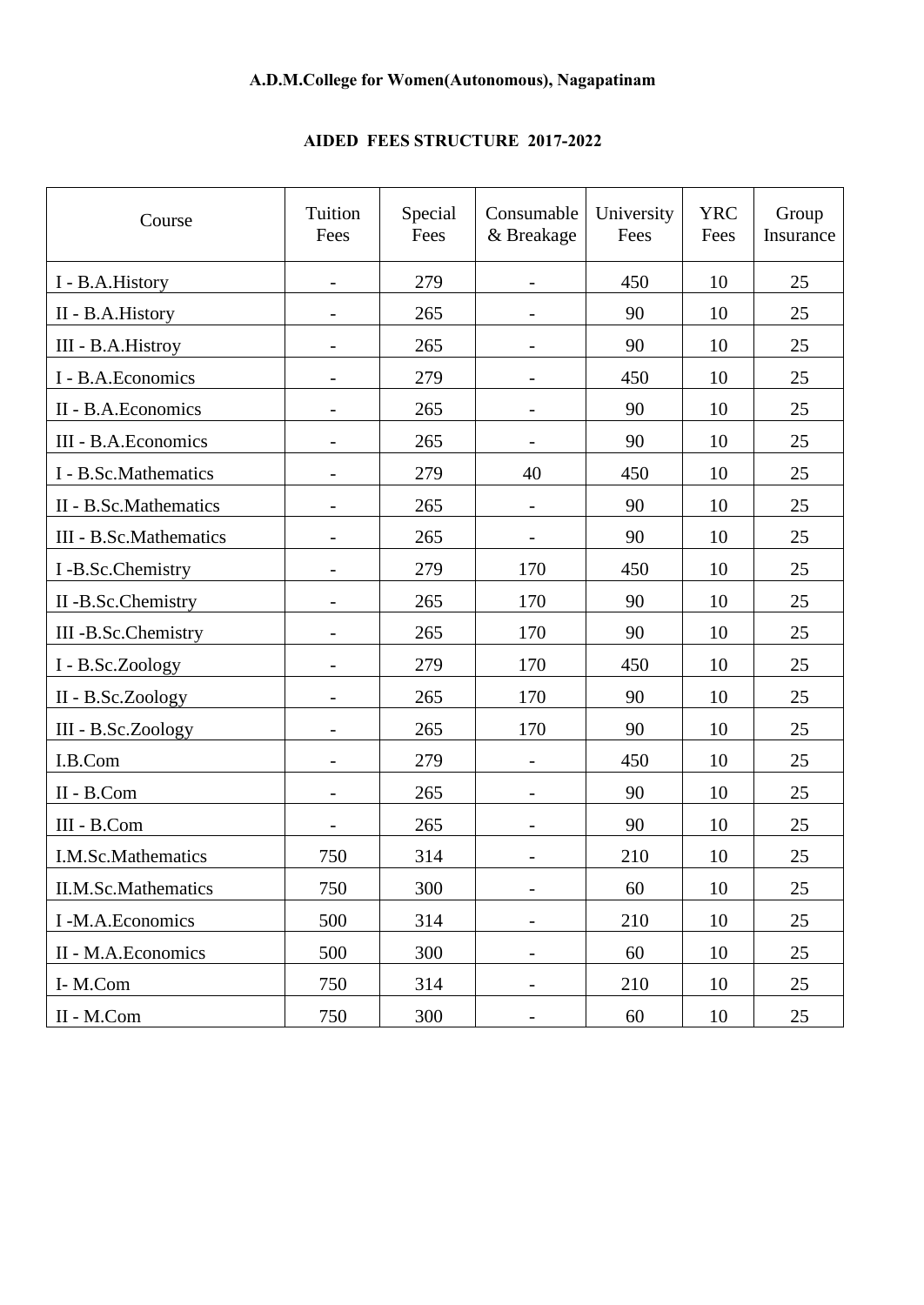**A.D.M.College for Women(Autonomous), Nagapatinam**

**AIDED FEES STRUCTURE 2017-2022**

| Course | Tuition Fees | Special Fees | Consumable & Breakage | University Fees | YRC Fees | Group Insurance |
|---|---|---|---|---|---|---|
| I - B.A.History | - | 279 | - | 450 | 10 | 25 |
| II - B.A.History | - | 265 | - | 90 | 10 | 25 |
| III - B.A.Histroy | - | 265 | - | 90 | 10 | 25 |
| I - B.A.Economics | - | 279 | - | 450 | 10 | 25 |
| II - B.A.Economics | - | 265 | - | 90 | 10 | 25 |
| III - B.A.Economics | - | 265 | - | 90 | 10 | 25 |
| I - B.Sc.Mathematics | - | 279 | 40 | 450 | 10 | 25 |
| II - B.Sc.Mathematics | - | 265 | - | 90 | 10 | 25 |
| III - B.Sc.Mathematics | - | 265 | - | 90 | 10 | 25 |
| I -B.Sc.Chemistry | - | 279 | 170 | 450 | 10 | 25 |
| II -B.Sc.Chemistry | - | 265 | 170 | 90 | 10 | 25 |
| III -B.Sc.Chemistry | - | 265 | 170 | 90 | 10 | 25 |
| I - B.Sc.Zoology | - | 279 | 170 | 450 | 10 | 25 |
| II - B.Sc.Zoology | - | 265 | 170 | 90 | 10 | 25 |
| III - B.Sc.Zoology | - | 265 | 170 | 90 | 10 | 25 |
| I.B.Com | - | 279 | - | 450 | 10 | 25 |
| II - B.Com | - | 265 | - | 90 | 10 | 25 |
| III - B.Com | - | 265 | - | 90 | 10 | 25 |
| I.M.Sc.Mathematics | 750 | 314 | - | 210 | 10 | 25 |
| II.M.Sc.Mathematics | 750 | 300 | - | 60 | 10 | 25 |
| I -M.A.Economics | 500 | 314 | - | 210 | 10 | 25 |
| II - M.A.Economics | 500 | 300 | - | 60 | 10 | 25 |
| I- M.Com | 750 | 314 | - | 210 | 10 | 25 |
| II - M.Com | 750 | 300 | - | 60 | 10 | 25 |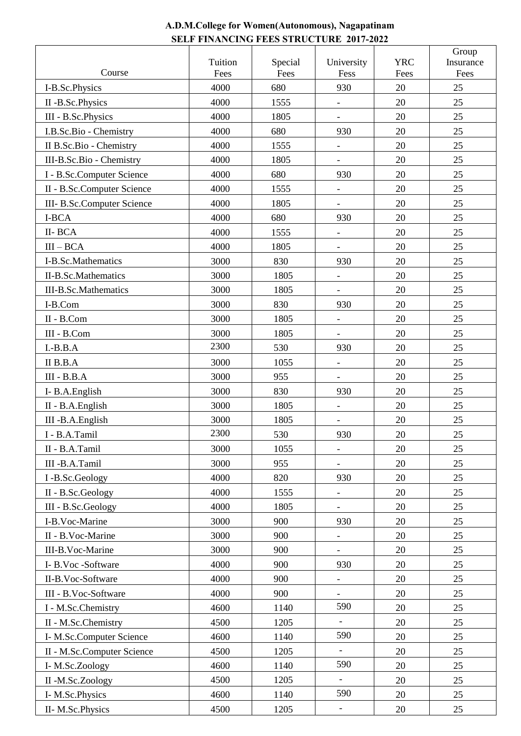**A.D.M.College for Women(Autonomous), Nagapatinam**
**SELF FINANCING FEES STRUCTURE 2017-2022**

| Course | Tuition Fees | Special Fees | University Fess | YRC Fees | Group Insurance Fees |
|---|---|---|---|---|---|
| I-B.Sc.Physics | 4000 | 680 | 930 | 20 | 25 |
| II -B.Sc.Physics | 4000 | 1555 | - | 20 | 25 |
| III - B.Sc.Physics | 4000 | 1805 | - | 20 | 25 |
| I.B.Sc.Bio - Chemistry | 4000 | 680 | 930 | 20 | 25 |
| II B.Sc.Bio - Chemistry | 4000 | 1555 | - | 20 | 25 |
| III-B.Sc.Bio - Chemistry | 4000 | 1805 | - | 20 | 25 |
| I - B.Sc.Computer Science | 4000 | 680 | 930 | 20 | 25 |
| II - B.Sc.Computer Science | 4000 | 1555 | - | 20 | 25 |
| III- B.Sc.Computer Science | 4000 | 1805 | - | 20 | 25 |
| I-BCA | 4000 | 680 | 930 | 20 | 25 |
| II- BCA | 4000 | 1555 | - | 20 | 25 |
| III – BCA | 4000 | 1805 | - | 20 | 25 |
| I-B.Sc.Mathematics | 3000 | 830 | 930 | 20 | 25 |
| II-B.Sc.Mathematics | 3000 | 1805 | - | 20 | 25 |
| III-B.Sc.Mathematics | 3000 | 1805 | - | 20 | 25 |
| I-B.Com | 3000 | 830 | 930 | 20 | 25 |
| II - B.Com | 3000 | 1805 | - | 20 | 25 |
| III - B.Com | 3000 | 1805 | - | 20 | 25 |
| I.-B.B.A | 2300 | 530 | 930 | 20 | 25 |
| II B.B.A | 3000 | 1055 | - | 20 | 25 |
| III - B.B.A | 3000 | 955 | - | 20 | 25 |
| I- B.A.English | 3000 | 830 | 930 | 20 | 25 |
| II - B.A.English | 3000 | 1805 | - | 20 | 25 |
| III -B.A.English | 3000 | 1805 | - | 20 | 25 |
| I - B.A.Tamil | 2300 | 530 | 930 | 20 | 25 |
| II - B.A.Tamil | 3000 | 1055 | - | 20 | 25 |
| III -B.A.Tamil | 3000 | 955 | - | 20 | 25 |
| I -B.Sc.Geology | 4000 | 820 | 930 | 20 | 25 |
| II - B.Sc.Geology | 4000 | 1555 | - | 20 | 25 |
| III - B.Sc.Geology | 4000 | 1805 | - | 20 | 25 |
| I-B.Voc-Marine | 3000 | 900 | 930 | 20 | 25 |
| II - B.Voc-Marine | 3000 | 900 | - | 20 | 25 |
| III-B.Voc-Marine | 3000 | 900 | - | 20 | 25 |
| I- B.Voc -Software | 4000 | 900 | 930 | 20 | 25 |
| II-B.Voc-Software | 4000 | 900 | - | 20 | 25 |
| III - B.Voc-Software | 4000 | 900 | - | 20 | 25 |
| I - M.Sc.Chemistry | 4600 | 1140 | 590 | 20 | 25 |
| II - M.Sc.Chemistry | 4500 | 1205 | - | 20 | 25 |
| I- M.Sc.Computer Science | 4600 | 1140 | 590 | 20 | 25 |
| II - M.Sc.Computer Science | 4500 | 1205 | - | 20 | 25 |
| I- M.Sc.Zoology | 4600 | 1140 | 590 | 20 | 25 |
| II -M.Sc.Zoology | 4500 | 1205 | - | 20 | 25 |
| I- M.Sc.Physics | 4600 | 1140 | 590 | 20 | 25 |
| II- M.Sc.Physics | 4500 | 1205 | - | 20 | 25 |